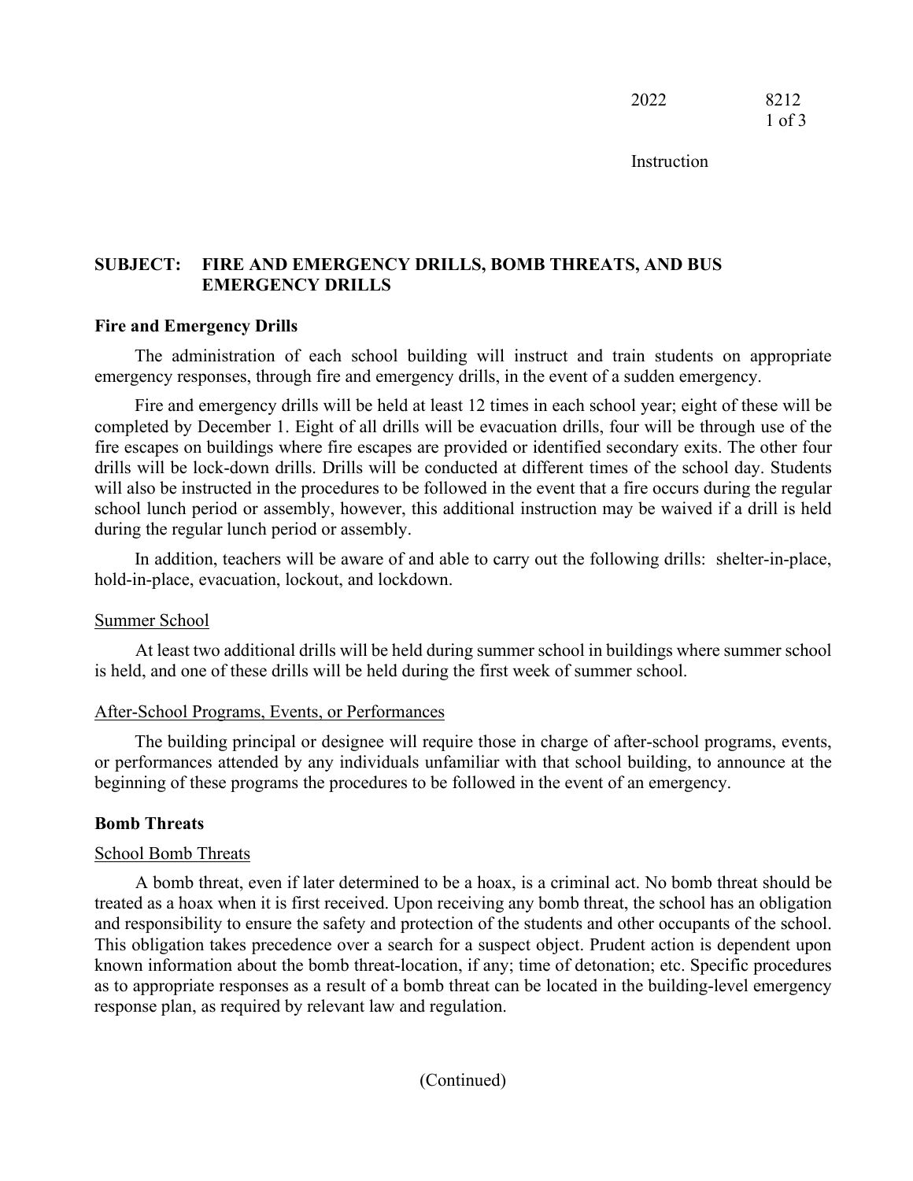Instruction

# SUBJECT: FIRE AND EMERGENCY DRILLS, BOMB THREATS, AND BUS EMERGENCY DRILLS

## Fire and Emergency Drills

The administration of each school building will instruct and train students on appropriate emergency responses, through fire and emergency drills, in the event of a sudden emergency.

Fire and emergency drills will be held at least 12 times in each school year; eight of these will be completed by December 1. Eight of all drills will be evacuation drills, four will be through use of the fire escapes on buildings where fire escapes are provided or identified secondary exits. The other four drills will be lock-down drills. Drills will be conducted at different times of the school day. Students will also be instructed in the procedures to be followed in the event that a fire occurs during the regular school lunch period or assembly, however, this additional instruction may be waived if a drill is held during the regular lunch period or assembly.

In addition, teachers will be aware of and able to carry out the following drills: shelter-in-place, hold-in-place, evacuation, lockout, and lockdown.

### Summer School

At least two additional drills will be held during summer school in buildings where summer school is held, and one of these drills will be held during the first week of summer school.

### After-School Programs, Events, or Performances

The building principal or designee will require those in charge of after-school programs, events, or performances attended by any individuals unfamiliar with that school building, to announce at the beginning of these programs the procedures to be followed in the event of an emergency.

## Bomb Threats

### School Bomb Threats

A bomb threat, even if later determined to be a hoax, is a criminal act. No bomb threat should be treated as a hoax when it is first received. Upon receiving any bomb threat, the school has an obligation and responsibility to ensure the safety and protection of the students and other occupants of the school. This obligation takes precedence over a search for a suspect object. Prudent action is dependent upon known information about the bomb threat-location, if any; time of detonation; etc. Specific procedures as to appropriate responses as a result of a bomb threat can be located in the building-level emergency response plan, as required by relevant law and regulation.

(Continued)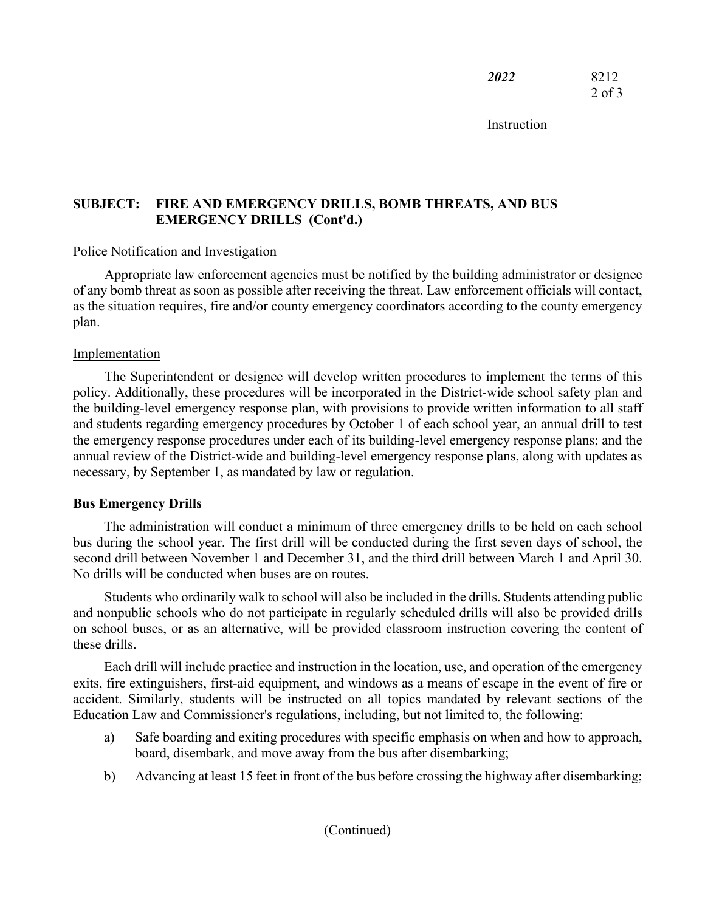## SUBJECT: FIRE AND EMERGENCY DRILLS, BOMB THREATS, AND BUS EMERGENCY DRILLS (Cont'd.)

Police Notification and Investigation

Appropriate law enforcement agencies must be notified by the building administrator or designee of any bomb threat as soon as possible after receiving the threat. Law enforcement officials will contact, as the situation requires, fire and/or county emergency coordinators according to the county emergency plan.

Implementation

The Superintendent or designee will develop written procedures to implement the terms of this policy. Additionally, these procedures will be incorporated in the District-wide school safety plan and the building-level emergency response plan, with provisions to provide written information to all staff and students regarding emergency procedures by October 1 of each school year, an annual drill to test the emergency response procedures under each of its building-level emergency response plans; and the annual review of the District-wide and building-level emergency response plans, along with updates as necessary, by September 1, as mandated by law or regulation.

### Bus Emergency Drills

The administration will conduct a minimum of three emergency drills to be held on each school bus during the school year. The first drill will be conducted during the first seven days of school, the second drill between November 1 and December 31, and the third drill between March 1 and April 30. No drills will be conducted when buses are on routes.

Students who ordinarily walk to school will also be included in the drills. Students attending public and nonpublic schools who do not participate in regularly scheduled drills will also be provided drills on school buses, or as an alternative, will be provided classroom instruction covering the content of these drills.

Each drill will include practice and instruction in the location, use, and operation of the emergency exits, fire extinguishers, first-aid equipment, and windows as a means of escape in the event of fire or accident. Similarly, students will be instructed on all topics mandated by relevant sections of the Education Law and Commissioner's regulations, including, but not limited to, the following:

a) Safe boarding and exiting procedures with specific emphasis on when and how to approach, board, disembark, and move away from the bus after disembarking;

b) Advancing at least 15 feet in front of the bus before crossing the highway after disembarking;

(Continued)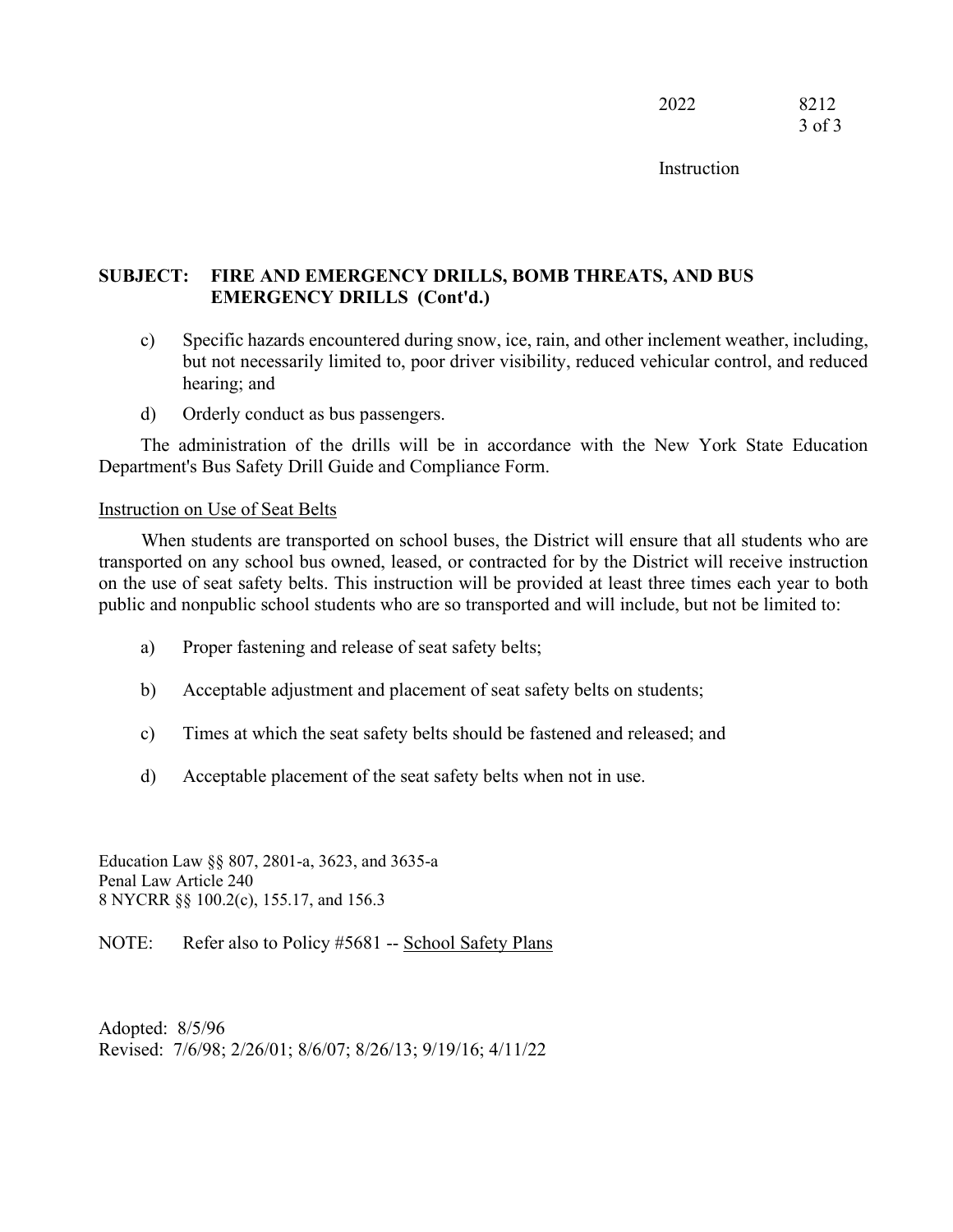**SUBJECT: FIRE AND EMERGENCY DRILLS, BOMB THREATS, AND BUS EMERGENCY DRILLS (Cont'd.)**

c) Specific hazards encountered during snow, ice, rain, and other inclement weather, including, but not necessarily limited to, poor driver visibility, reduced vehicular control, and reduced hearing; and

d) Orderly conduct as bus passengers.

The administration of the drills will be in accordance with the New York State Education Department's Bus Safety Drill Guide and Compliance Form.

Instruction on Use of Seat Belts

When students are transported on school buses, the District will ensure that all students who are transported on any school bus owned, leased, or contracted for by the District will receive instruction on the use of seat safety belts. This instruction will be provided at least three times each year to both public and nonpublic school students who are so transported and will include, but not be limited to:

a) Proper fastening and release of seat safety belts;

b) Acceptable adjustment and placement of seat safety belts on students;

c) Times at which the seat safety belts should be fastened and released; and

d) Acceptable placement of the seat safety belts when not in use.

Education Law §§ 807, 2801-a, 3623, and 3635-a
Penal Law Article 240
8 NYCRR §§ 100.2(c), 155.17, and 156.3

NOTE: Refer also to Policy #5681 -- School Safety Plans

Adopted: 8/5/96
Revised: 7/6/98; 2/26/01; 8/6/07; 8/26/13; 9/19/16; 4/11/22